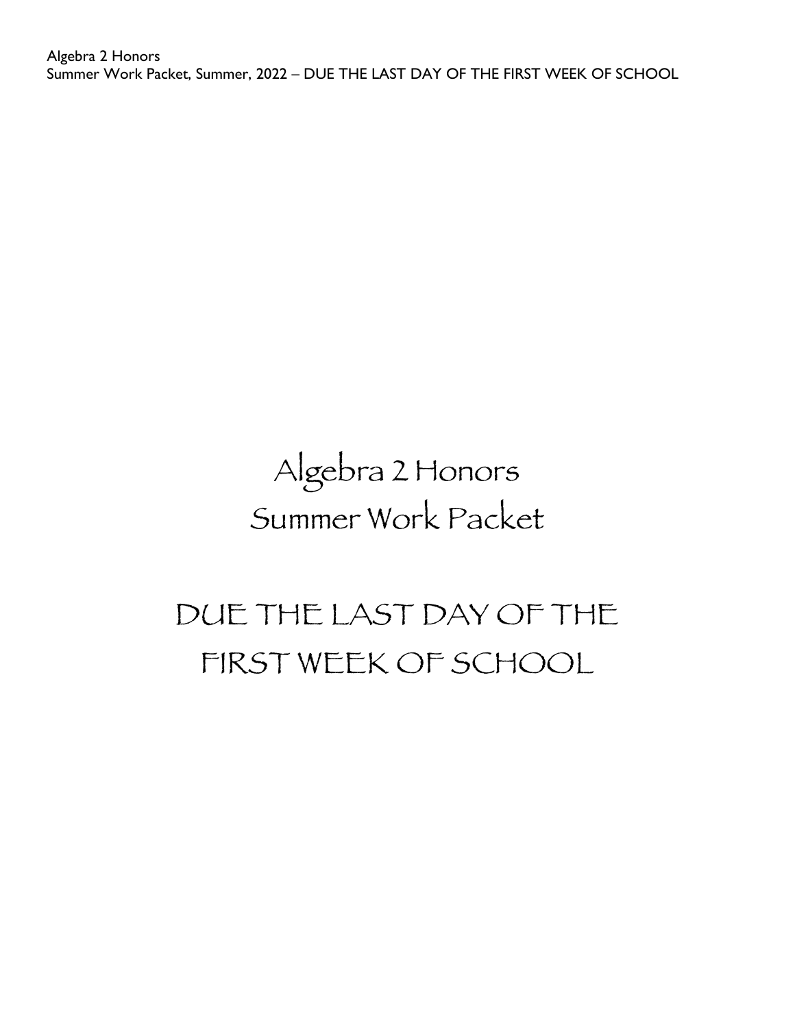# Algebra 2 Honors
# Summer Work Packet

# DUE THE LAST DAY OF THE FIRST WEEK OF SCHOOL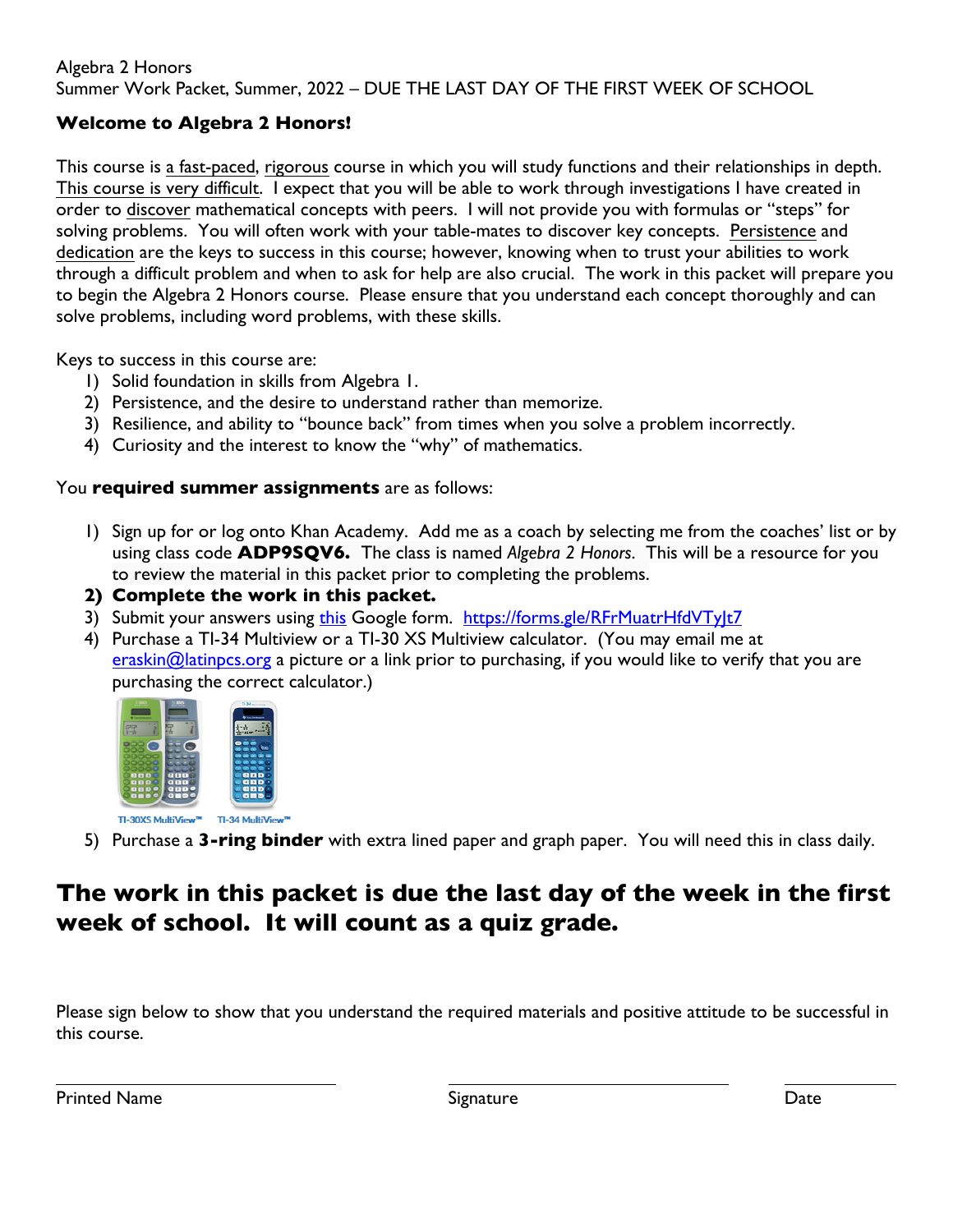Algebra 2 Honors
Summer Work Packet, Summer, 2022 – DUE THE LAST DAY OF THE FIRST WEEK OF SCHOOL

**Welcome to Algebra 2 Honors!**

This course is a fast-paced, rigorous course in which you will study functions and their relationships in depth. This course is very difficult. I expect that you will be able to work through investigations I have created in order to discover mathematical concepts with peers. I will not provide you with formulas or "steps" for solving problems. You will often work with your table-mates to discover key concepts. Persistence and dedication are the keys to success in this course; however, knowing when to trust your abilities to work through a difficult problem and when to ask for help are also crucial. The work in this packet will prepare you to begin the Algebra 2 Honors course. Please ensure that you understand each concept thoroughly and can solve problems, including word problems, with these skills.

Keys to success in this course are:

1) Solid foundation in skills from Algebra 1.
2) Persistence, and the desire to understand rather than memorize.
3) Resilience, and ability to "bounce back" from times when you solve a problem incorrectly.
4) Curiosity and the interest to know the "why" of mathematics.

You **required summer assignments** are as follows:

1) Sign up for or log onto Khan Academy. Add me as a coach by selecting me from the coaches' list or by using class code **ADP9SQV6.** The class is named *Algebra 2 Honors*. This will be a resource for you to review the material in this packet prior to completing the problems.
2) **Complete the work in this packet.**
3) Submit your answers using this Google form. https://forms.gle/RFrMuatrHfdVTyJt7
4) Purchase a TI-34 Multiview or a TI-30 XS Multiview calculator. (You may email me at eraskin@latinpcs.org a picture or a link prior to purchasing, if you would like to verify that you are purchasing the correct calculator.)

TI-30XS MultiView™ TI-34 MultiView™

5) Purchase a **3-ring binder** with extra lined paper and graph paper. You will need this in class daily.

## The work in this packet is due the last day of the week in the first week of school. It will count as a quiz grade.

Please sign below to show that you understand the required materials and positive attitude to be successful in this course.

\_\_\_\_\_\_\_\_\_\_\_\_\_\_\_\_\_\_\_\_\_\_\_\_ \_\_\_\_\_\_\_\_\_\_\_\_\_\_\_\_\_\_\_\_\_\_\_\_ \_\_\_\_\_\_\_\_\_\_

Printed Name Signature Date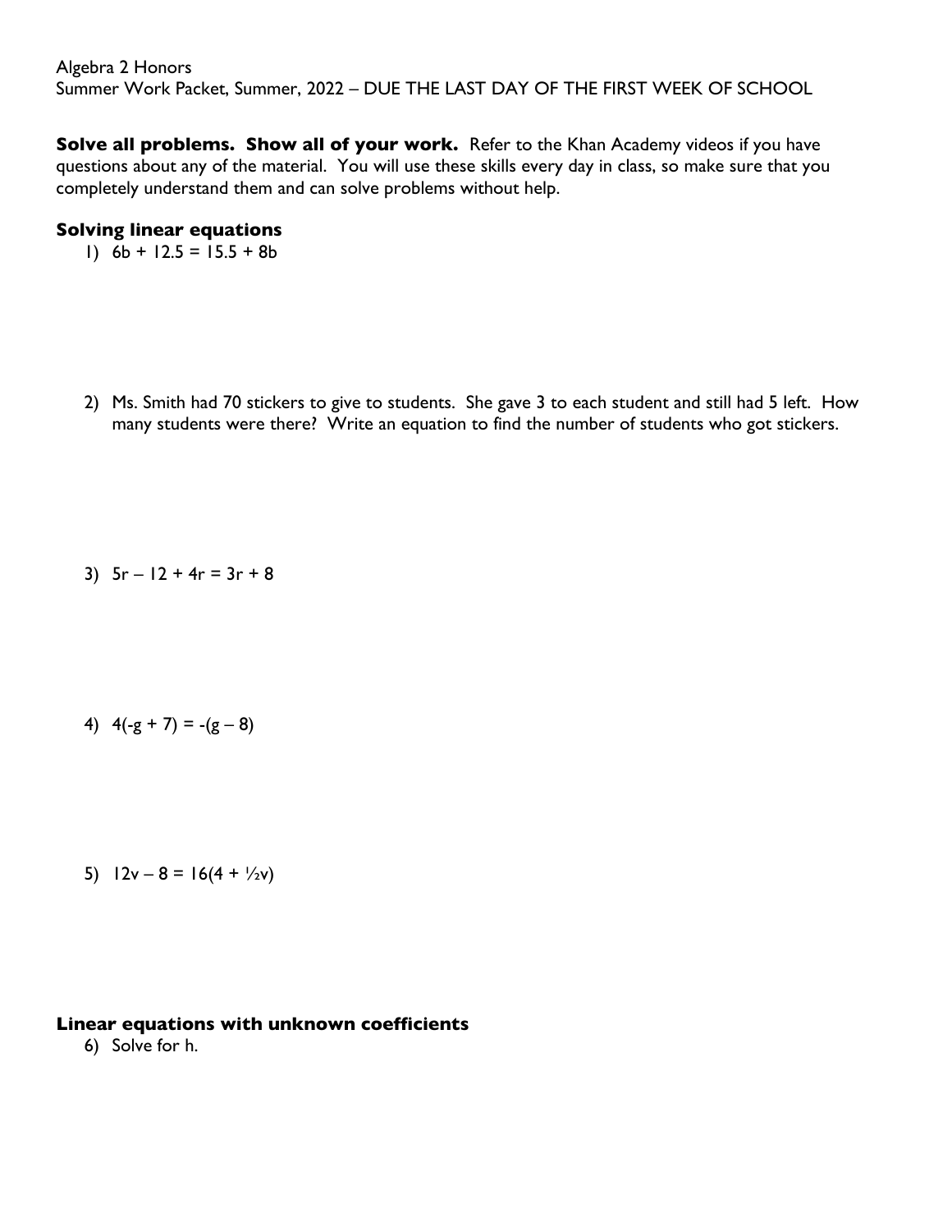Algebra 2 Honors
Summer Work Packet, Summer, 2022 – DUE THE LAST DAY OF THE FIRST WEEK OF SCHOOL

**Solve all problems. Show all of your work.** Refer to the Khan Academy videos if you have questions about any of the material. You will use these skills every day in class, so make sure that you completely understand them and can solve problems without help.

### Solving linear equations

1) $6b + 12.5 = 15.5 + 8b$

2) Ms. Smith had 70 stickers to give to students. She gave 3 to each student and still had 5 left. How many students were there? Write an equation to find the number of students who got stickers.

3) $5r - 12 + 4r = 3r + 8$

4) $4(-g + 7) = -(g - 8)$

5) $12v - 8 = 16(4 + \frac{1}{2}v)$

### Linear equations with unknown coefficients

6) Solve for h.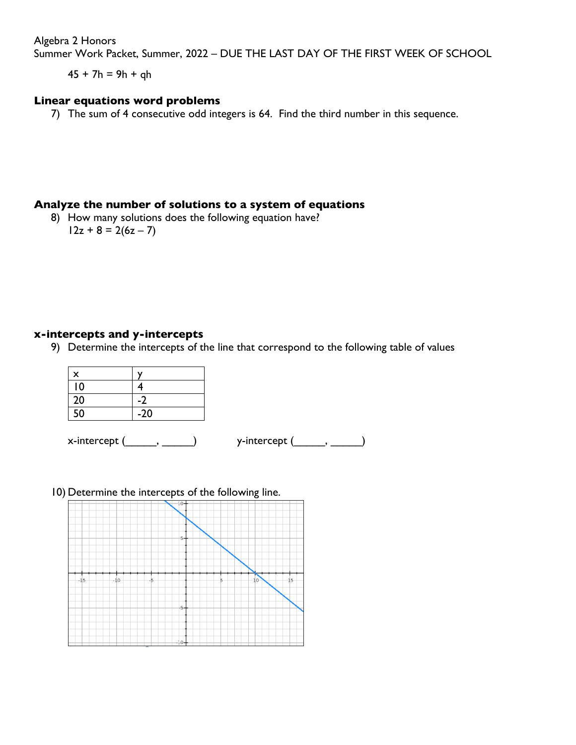$45 + 7h = 9h + qh$

## Linear equations word problems

7) The sum of 4 consecutive odd integers is 64. Find the third number in this sequence.

## Analyze the number of solutions to a system of equations

8) How many solutions does the following equation have?
$12z + 8 = 2(6z - 7)$

## x-intercepts and y-intercepts

9) Determine the intercepts of the line that correspond to the following table of values

| x | y |
|---|---|
| 10 | 4 |
| 20 | -2 |
| 50 | -20 |

x-intercept (\_\_\_\_\_, \_\_\_\_\_)        y-intercept (\_\_\_\_\_, \_\_\_\_\_)

10) Determine the intercepts of the following line.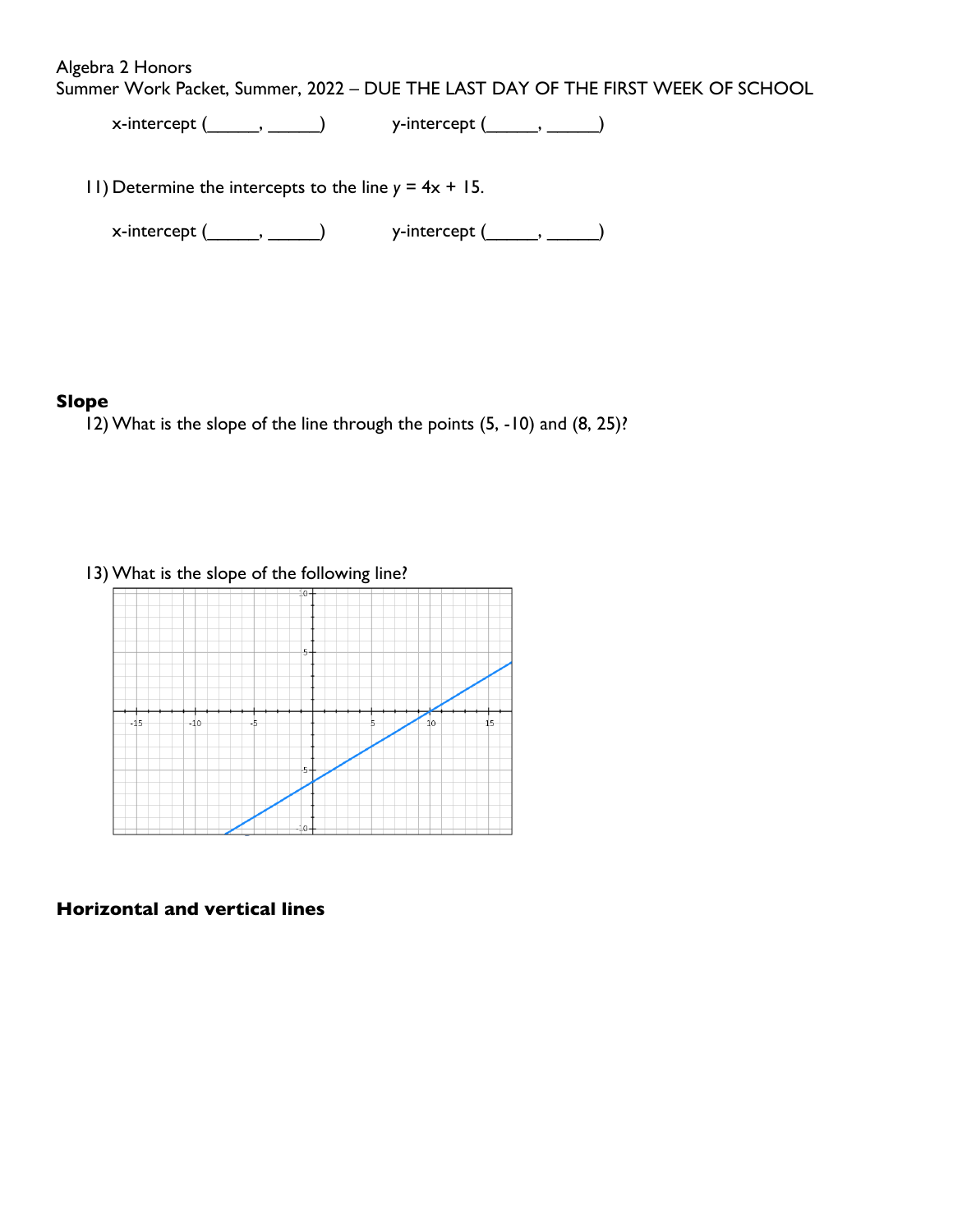x-intercept (\_\_\_\_\_\_, \_\_\_\_\_\_)     y-intercept (\_\_\_\_\_\_, \_\_\_\_\_\_)

11) Determine the intercepts to the line $y = 4x + 15$.

x-intercept (\_\_\_\_\_\_, \_\_\_\_\_\_)     y-intercept (\_\_\_\_\_\_, \_\_\_\_\_\_)

## Slope

12) What is the slope of the line through the points (5, -10) and (8, 25)?

13) What is the slope of the following line?

## Horizontal and vertical lines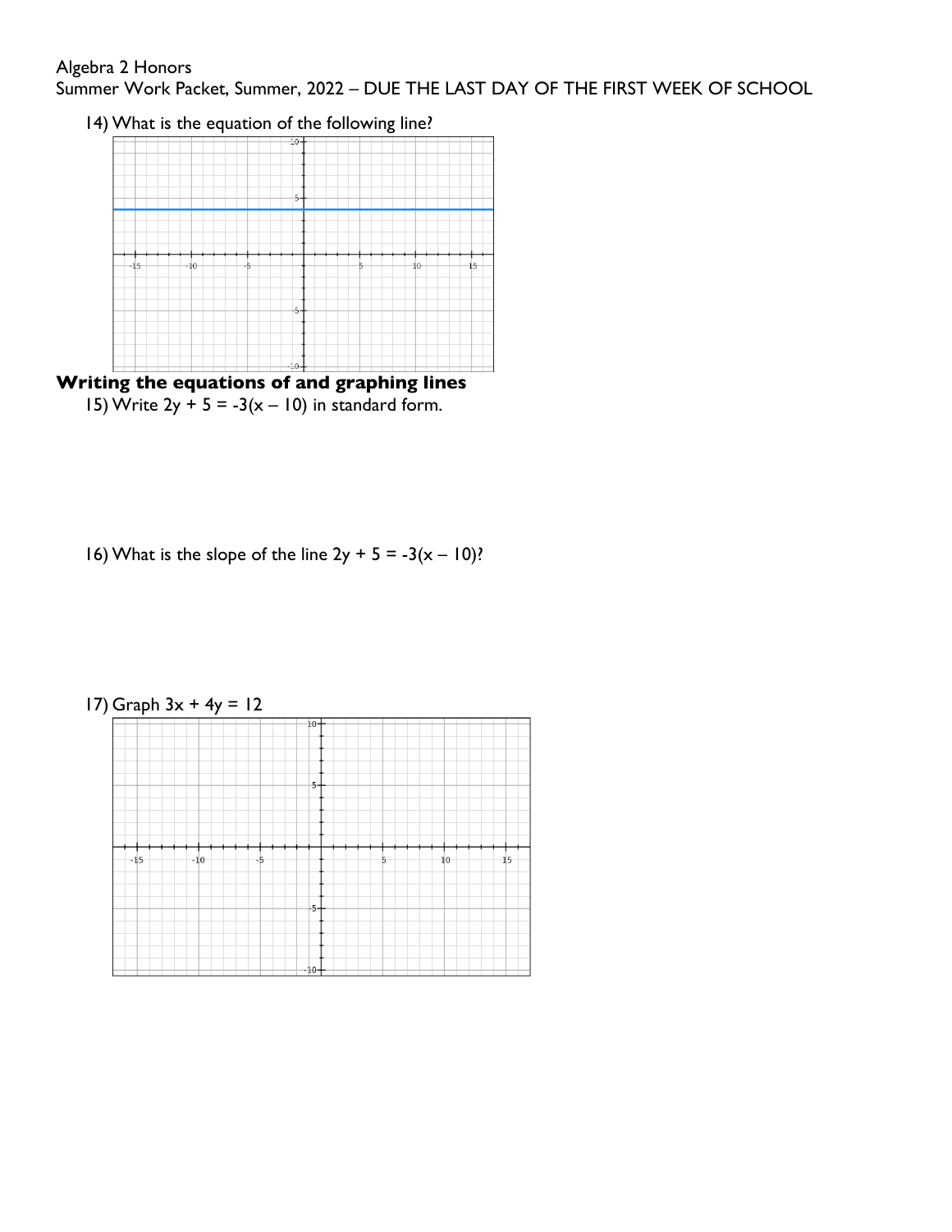Algebra 2 Honors
Summer Work Packet, Summer, 2022 – DUE THE LAST DAY OF THE FIRST WEEK OF SCHOOL

14) What is the equation of the following line?

## Writing the equations of and graphing lines

15) Write $2y + 5 = -3(x - 10)$ in standard form.

16) What is the slope of the line $2y + 5 = -3(x - 10)$?

17) Graph $3x + 4y = 12$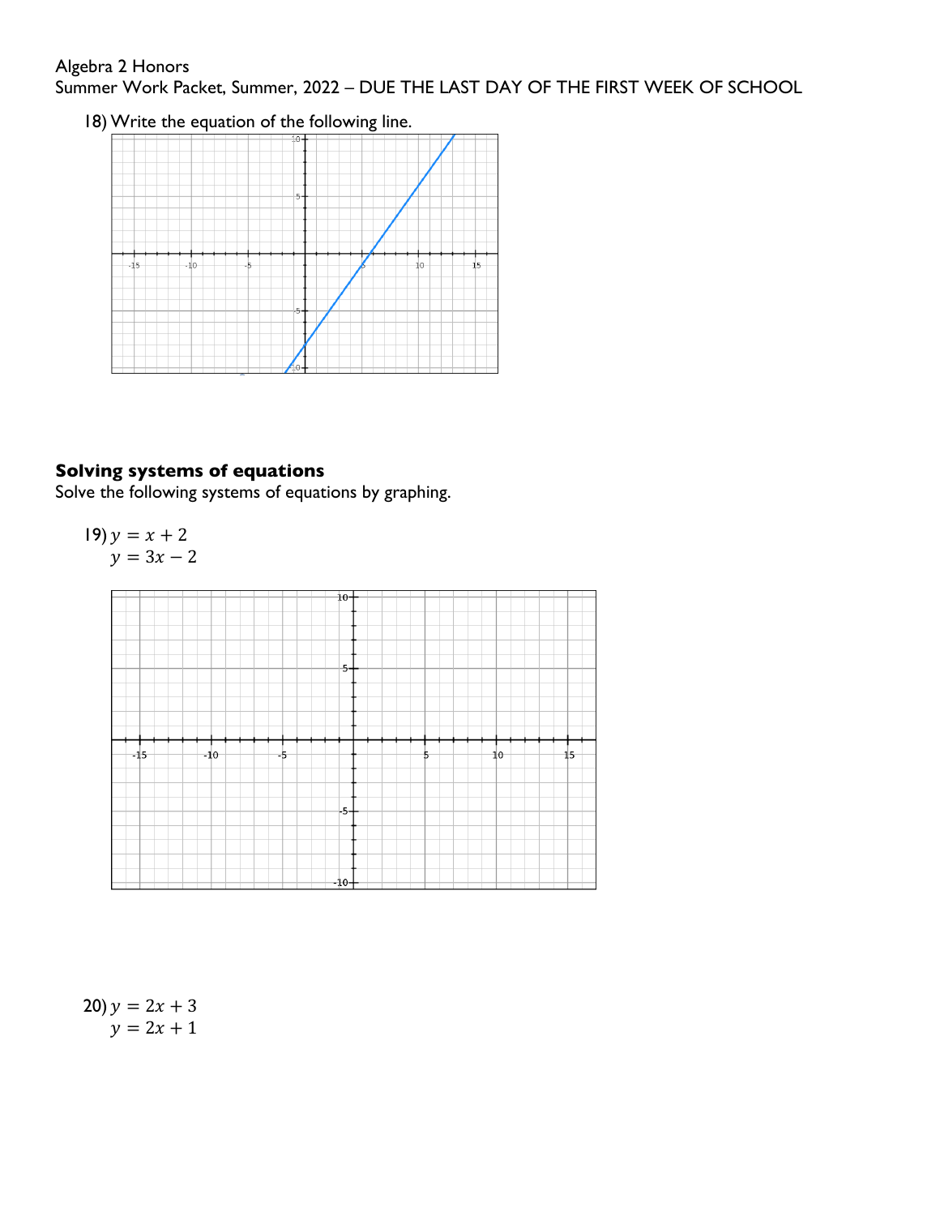Algebra 2 Honors

Summer Work Packet, Summer, 2022 – DUE THE LAST DAY OF THE FIRST WEEK OF SCHOOL

18) Write the equation of the following line.

## Solving systems of equations

Solve the following systems of equations by graphing.

19) $y = x + 2$
$y = 3x - 2$

20) $y = 2x + 3$
$y = 2x + 1$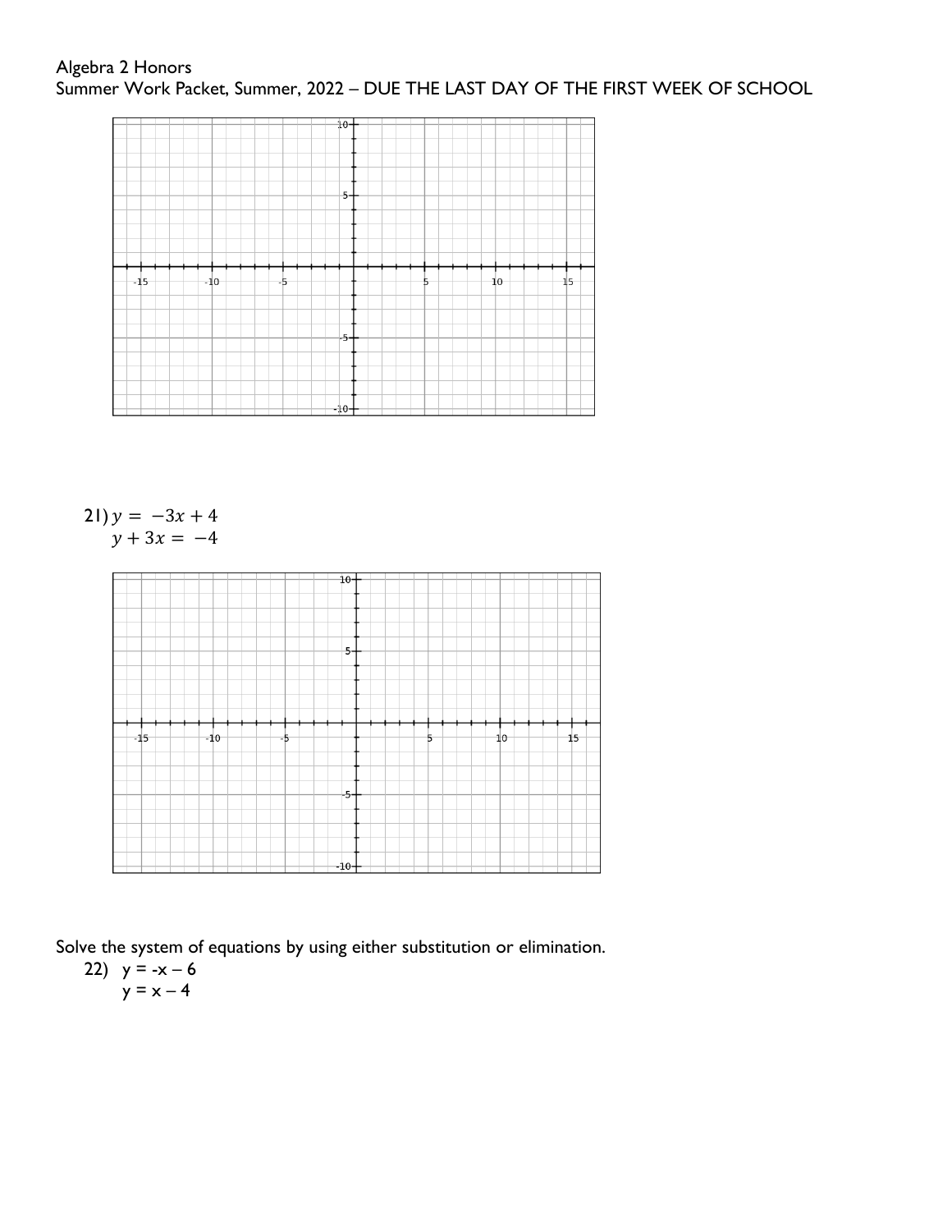Algebra 2 Honors

Summer Work Packet, Summer, 2022 – DUE THE LAST DAY OF THE FIRST WEEK OF SCHOOL

21) $y = -3x + 4$
$y + 3x = -4$

Solve the system of equations by using either substitution or elimination.

22) $y = -x - 6$
$y = x - 4$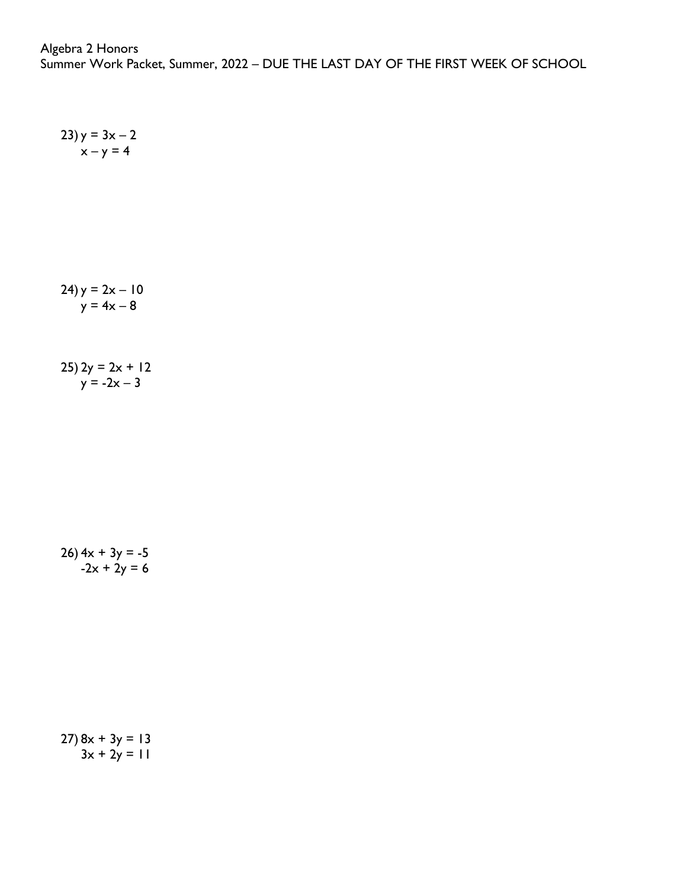23) $y = 3x - 2$
$x - y = 4$

24) $y = 2x - 10$
$y = 4x - 8$

25) $2y = 2x + 12$
$y = -2x - 3$

26) $4x + 3y = -5$
$-2x + 2y = 6$

27) $8x + 3y = 13$
$3x + 2y = 11$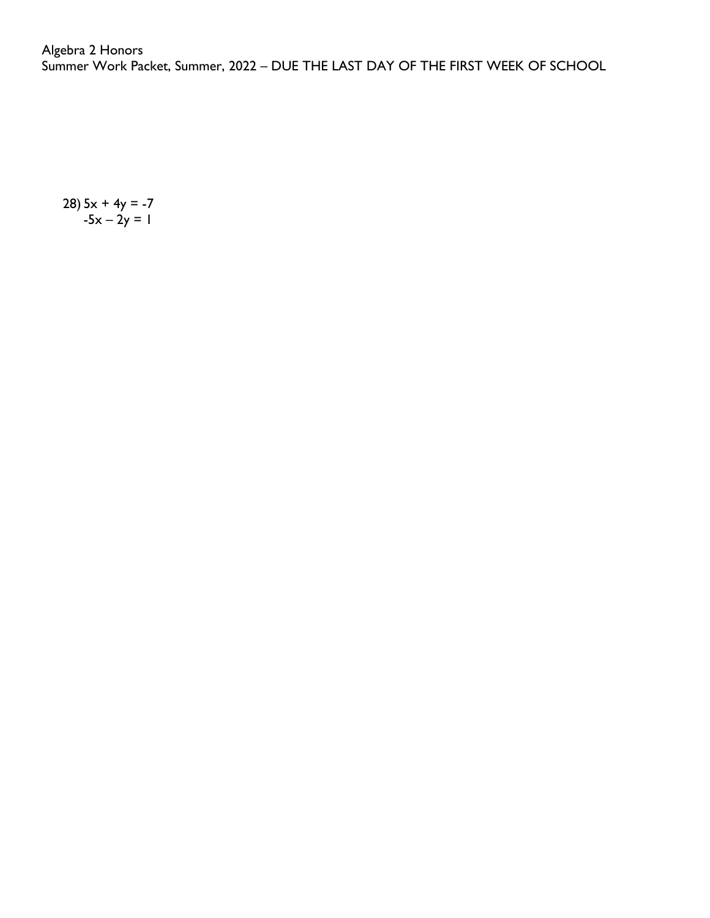28) $5x + 4y = -7$

$-5x - 2y = 1$